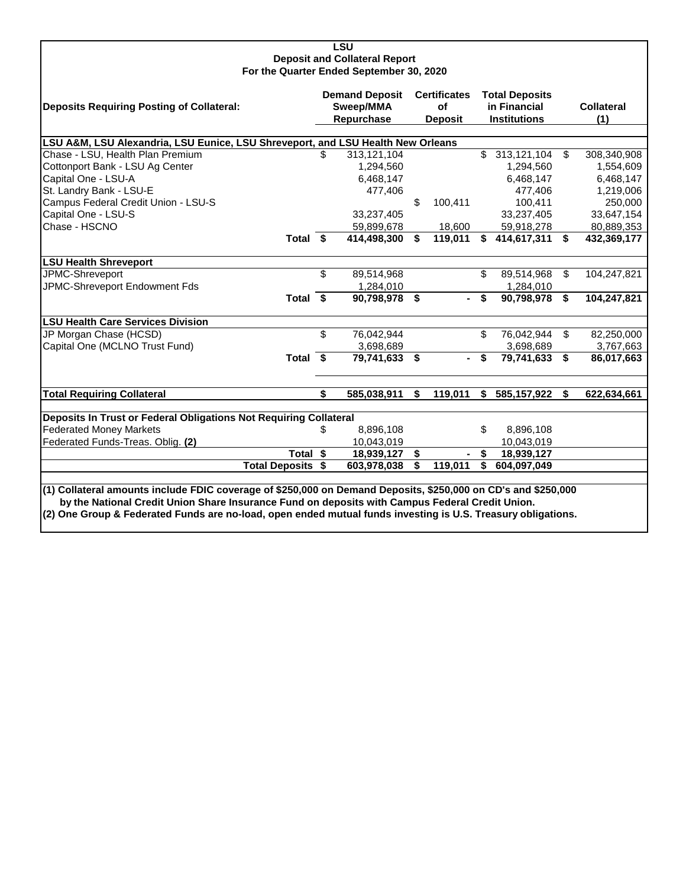# LSU
## Deposit and Collateral Report
### For the Quarter Ended September 30, 2020

| Deposits Requiring Posting of Collateral: | Demand Deposit Sweep/MMA Repurchase | Certificates of Deposit | Total Deposits in Financial Institutions | Collateral (1) |
|---|---|---|---|---|
| **LSU A&M, LSU Alexandria, LSU Eunice, LSU Shreveport, and LSU Health New Orleans** | | | | |
| Chase - LSU, Health Plan Premium | $ 313,121,104 | | $ 313,121,104 | $ 308,340,908 |
| Cottonport Bank - LSU Ag Center | 1,294,560 | | 1,294,560 | 1,554,609 |
| Capital One - LSU-A | 6,468,147 | | 6,468,147 | 6,468,147 |
| St. Landry Bank - LSU-E | 477,406 | | 477,406 | 1,219,006 |
| Campus Federal Credit Union - LSU-S | | $ 100,411 | 100,411 | 250,000 |
| Capital One - LSU-S | 33,237,405 | | 33,237,405 | 33,647,154 |
| Chase - HSCNO | 59,899,678 | 18,600 | 59,918,278 | 80,889,353 |
| **Total** | **$ 414,498,300** | **$ 119,011** | **$ 414,617,311** | **$ 432,369,177** |
| **LSU Health Shreveport** | | | | |
| JPMC-Shreveport | $ 89,514,968 | | $ 89,514,968 | $ 104,247,821 |
| JPMC-Shreveport Endowment Fds | 1,284,010 | | 1,284,010 | |
| **Total** | **$ 90,798,978** | **$ -** | **$ 90,798,978** | **$ 104,247,821** |
| **LSU Health Care Services Division** | | | | |
| JP Morgan Chase (HCSD) | $ 76,042,944 | | $ 76,042,944 | $ 82,250,000 |
| Capital One (MCLNO Trust Fund) | 3,698,689 | | 3,698,689 | 3,767,663 |
| **Total** | **$ 79,741,633** | **$ -** | **$ 79,741,633** | **$ 86,017,663** |
| **Total Requiring Collateral** | **$ 585,038,911** | **$ 119,011** | **$ 585,157,922** | **$ 622,634,661** |
| **Deposits In Trust or Federal Obligations Not Requiring Collateral** | | | | |
| Federated Money Markets | $ 8,896,108 | | $ 8,896,108 | |
| Federated Funds-Treas. Oblig. **(2)** | 10,043,019 | | 10,043,019 | |
| **Total** | **$ 18,939,127** | **$ -** | **$ 18,939,127** | |
| **Total Deposits** | **$ 603,978,038** | **$ 119,011** | **$ 604,097,049** | |

**(1) Collateral amounts include FDIC coverage of $250,000 on Demand Deposits, $250,000 on CD's and $250,000 by the National Credit Union Share Insurance Fund on deposits with Campus Federal Credit Union.**

**(2) One Group & Federated Funds are no-load, open ended mutual funds investing is U.S. Treasury obligations.**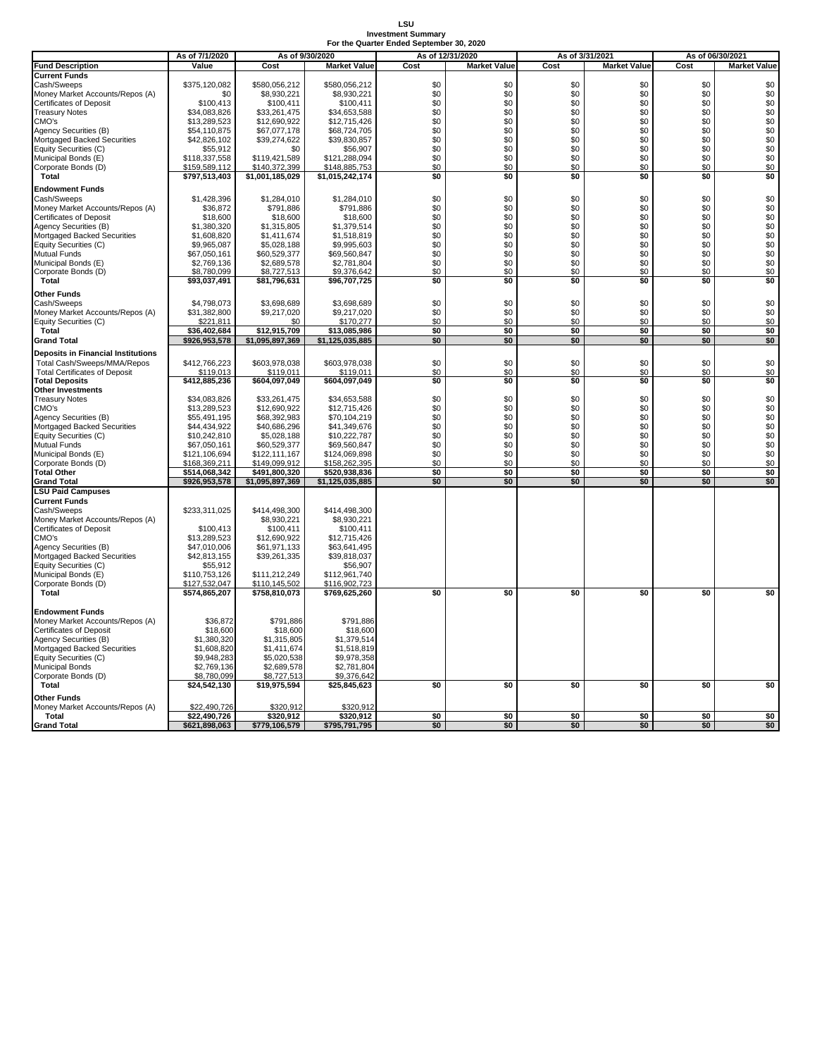# LSU
## Investment Summary
### For the Quarter Ended September 30, 2020

| | As of 7/1/2020 | As of 9/30/2020 | | As of 12/31/2020 | | As of 3/31/2021 | | As of 06/30/2021 | |
|---|---|---|---|---|---|---|---|---|---|
| **Fund Description** | **Value** | **Cost** | **Market Value** | **Cost** | **Market Value** | **Cost** | **Market Value** | **Cost** | **Market Value** |
| **Current Funds** | | | | | | | | | |
| Cash/Sweeps | $375,120,082 | $580,056,212 | $580,056,212 | $0 | $0 | $0 | $0 | $0 | $0 |
| Money Market Accounts/Repos (A) | $0 | $8,930,221 | $8,930,221 | $0 | $0 | $0 | $0 | $0 | $0 |
| Certificates of Deposit | $100,413 | $100,411 | $100,411 | $0 | $0 | $0 | $0 | $0 | $0 |
| Treasury Notes | $34,083,826 | $33,261,475 | $34,653,588 | $0 | $0 | $0 | $0 | $0 | $0 |
| CMO's | $13,289,523 | $12,690,922 | $12,715,426 | $0 | $0 | $0 | $0 | $0 | $0 |
| Agency Securities (B) | $54,110,875 | $67,077,178 | $68,724,705 | $0 | $0 | $0 | $0 | $0 | $0 |
| Mortgaged Backed Securities | $42,826,102 | $39,274,622 | $39,830,857 | $0 | $0 | $0 | $0 | $0 | $0 |
| Equity Securities (C) | $55,912 | $0 | $56,907 | $0 | $0 | $0 | $0 | $0 | $0 |
| Municipal Bonds (E) | $118,337,558 | $119,421,589 | $121,288,094 | $0 | $0 | $0 | $0 | $0 | $0 |
| Corporate Bonds (D) | $159,589,112 | $140,372,399 | $148,885,753 | $0 | $0 | $0 | $0 | $0 | $0 |
| **Total** | **$797,513,403** | **$1,001,185,029** | **$1,015,242,174** | **$0** | **$0** | **$0** | **$0** | **$0** | **$0** |
| **Endowment Funds** | | | | | | | | | |
| Cash/Sweeps | $1,428,396 | $1,284,010 | $1,284,010 | $0 | $0 | $0 | $0 | $0 | $0 |
| Money Market Accounts/Repos (A) | $36,872 | $791,886 | $791,886 | $0 | $0 | $0 | $0 | $0 | $0 |
| Certificates of Deposit | $18,600 | $18,600 | $18,600 | $0 | $0 | $0 | $0 | $0 | $0 |
| Agency Securities (B) | $1,380,320 | $1,315,805 | $1,379,514 | $0 | $0 | $0 | $0 | $0 | $0 |
| Mortgaged Backed Securities | $1,608,820 | $1,411,674 | $1,518,819 | $0 | $0 | $0 | $0 | $0 | $0 |
| Equity Securities (C) | $9,965,087 | $5,028,188 | $9,995,603 | $0 | $0 | $0 | $0 | $0 | $0 |
| Mutual Funds | $67,050,161 | $60,529,377 | $69,560,847 | $0 | $0 | $0 | $0 | $0 | $0 |
| Municipal Bonds (E) | $2,769,136 | $2,689,578 | $2,781,804 | $0 | $0 | $0 | $0 | $0 | $0 |
| Corporate Bonds (D) | $8,780,099 | $8,727,513 | $9,376,642 | $0 | $0 | $0 | $0 | $0 | $0 |
| **Total** | **$93,037,491** | **$81,796,631** | **$96,707,725** | **$0** | **$0** | **$0** | **$0** | **$0** | **$0** |
| **Other Funds** | | | | | | | | | |
| Cash/Sweeps | $4,798,073 | $3,698,689 | $3,698,689 | $0 | $0 | $0 | $0 | $0 | $0 |
| Money Market Accounts/Repos (A) | $31,382,800 | $9,217,020 | $9,217,020 | $0 | $0 | $0 | $0 | $0 | $0 |
| Equity Securities (C) | $221,811 | $0 | $170,277 | $0 | $0 | $0 | $0 | $0 | $0 |
| **Total** | **$36,402,684** | **$12,915,709** | **$13,085,986** | **$0** | **$0** | **$0** | **$0** | **$0** | **$0** |
| **Grand Total** | **$926,953,578** | **$1,095,897,369** | **$1,125,035,885** | **$0** | **$0** | **$0** | **$0** | **$0** | **$0** |
| **Deposits in Financial Institutions** | | | | | | | | | |
| Total Cash/Sweeps/MMA/Repos | $412,766,223 | $603,978,038 | $603,978,038 | $0 | $0 | $0 | $0 | $0 | $0 |
| Total Certificates of Deposit | $119,013 | $119,011 | $119,011 | $0 | $0 | $0 | $0 | $0 | $0 |
| **Total Deposits** | **$412,885,236** | **$604,097,049** | **$604,097,049** | **$0** | **$0** | **$0** | **$0** | **$0** | **$0** |
| **Other Investments** | | | | | | | | | |
| Treasury Notes | $34,083,826 | $33,261,475 | $34,653,588 | $0 | $0 | $0 | $0 | $0 | $0 |
| CMO's | $13,289,523 | $12,690,922 | $12,715,426 | $0 | $0 | $0 | $0 | $0 | $0 |
| Agency Securities (B) | $55,491,195 | $68,392,983 | $70,104,219 | $0 | $0 | $0 | $0 | $0 | $0 |
| Mortgaged Backed Securities | $44,434,922 | $40,686,296 | $41,349,676 | $0 | $0 | $0 | $0 | $0 | $0 |
| Equity Securities (C) | $10,242,810 | $5,028,188 | $10,222,787 | $0 | $0 | $0 | $0 | $0 | $0 |
| Mutual Funds | $67,050,161 | $60,529,377 | $69,560,847 | $0 | $0 | $0 | $0 | $0 | $0 |
| Municipal Bonds (E) | $121,106,694 | $122,111,167 | $124,069,898 | $0 | $0 | $0 | $0 | $0 | $0 |
| Corporate Bonds (D) | $168,369,211 | $149,099,912 | $158,262,395 | $0 | $0 | $0 | $0 | $0 | $0 |
| **Total Other** | **$514,068,342** | **$491,800,320** | **$520,938,836** | **$0** | **$0** | **$0** | **$0** | **$0** | **$0** |
| **Grand Total** | **$926,953,578** | **$1,095,897,369** | **$1,125,035,885** | **$0** | **$0** | **$0** | **$0** | **$0** | **$0** |
| **LSU Paid Campuses** | | | | | | | | | |
| **Current Funds** | | | | | | | | | |
| Cash/Sweeps | $233,311,025 | $414,498,300 | $414,498,300 | | | | | | |
| Money Market Accounts/Repos (A) | | $8,930,221 | $8,930,221 | | | | | | |
| Certificates of Deposit | $100,413 | $100,411 | $100,411 | | | | | | |
| CMO's | $13,289,523 | $12,690,922 | $12,715,426 | | | | | | |
| Agency Securities (B) | $47,010,006 | $61,971,133 | $63,641,495 | | | | | | |
| Mortgaged Backed Securities | $42,813,155 | $39,261,335 | $39,818,037 | | | | | | |
| Equity Securities (C) | $55,912 | | $56,907 | | | | | | |
| Municipal Bonds (E) | $110,753,126 | $111,212,249 | $112,961,740 | | | | | | |
| Corporate Bonds (D) | $127,532,047 | $110,145,502 | $116,902,723 | | | | | | |
| **Total** | **$574,865,207** | **$758,810,073** | **$769,625,260** | **$0** | **$0** | **$0** | **$0** | **$0** | **$0** |
| **Endowment Funds** | | | | | | | | | |
| Money Market Accounts/Repos (A) | $36,872 | $791,886 | $791,886 | | | | | | |
| Certificates of Deposit | $18,600 | $18,600 | $18,600 | | | | | | |
| Agency Securities (B) | $1,380,320 | $1,315,805 | $1,379,514 | | | | | | |
| Mortgaged Backed Securities | $1,608,820 | $1,411,674 | $1,518,819 | | | | | | |
| Equity Securities (C) | $9,948,283 | $5,020,538 | $9,978,358 | | | | | | |
| Municipal Bonds | $2,769,136 | $2,689,578 | $2,781,804 | | | | | | |
| Corporate Bonds (D) | $8,780,099 | $8,727,513 | $9,376,642 | | | | | | |
| **Total** | **$24,542,130** | **$19,975,594** | **$25,845,623** | **$0** | **$0** | **$0** | **$0** | **$0** | **$0** |
| **Other Funds** | | | | | | | | | |
| Money Market Accounts/Repos (A) | $22,490,726 | $320,912 | $320,912 | | | | | | |
| **Total** | **$22,490,726** | **$320,912** | **$320,912** | **$0** | **$0** | **$0** | **$0** | **$0** | **$0** |
| **Grand Total** | **$621,898,063** | **$779,106,579** | **$795,791,795** | **$0** | **$0** | **$0** | **$0** | **$0** | **$0** |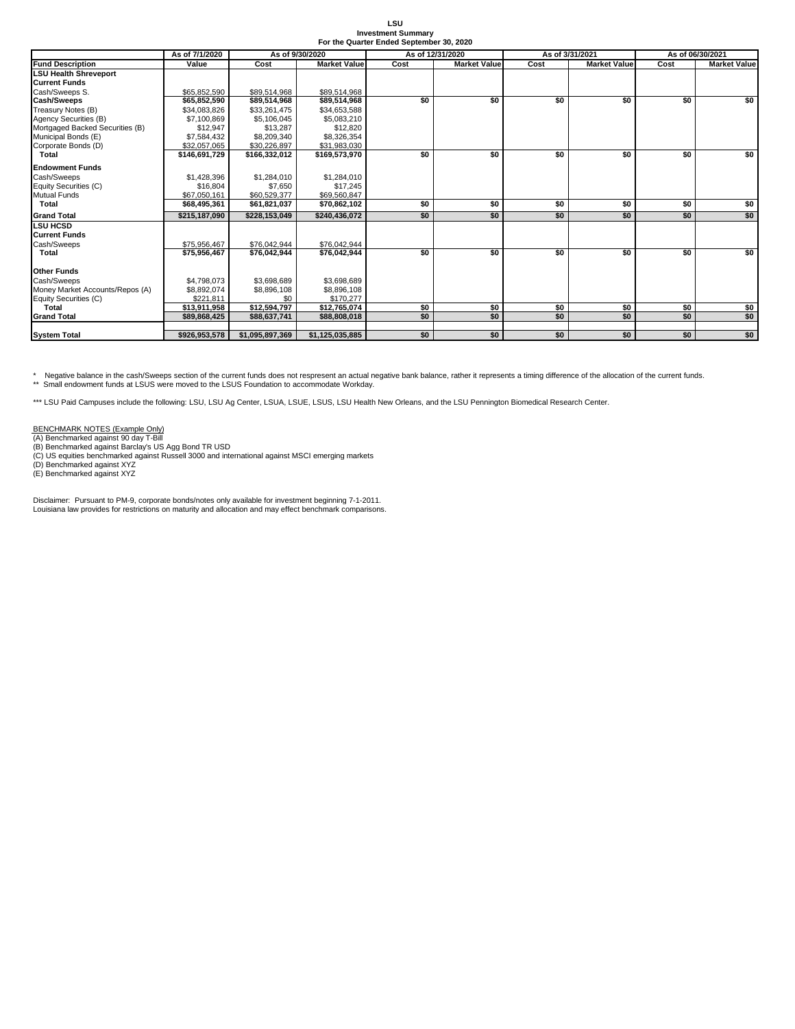**LSU**
**Investment Summary**
**For the Quarter Ended September 30, 2020**

| | As of 7/1/2020 | As of 9/30/2020 | | As of 12/31/2020 | | As of 3/31/2021 | | As of 06/30/2021 | |
|---|---|---|---|---|---|---|---|---|---|
| **Fund Description** | **Value** | **Cost** | **Market Value** | **Cost** | **Market Value** | **Cost** | **Market Value** | **Cost** | **Market Value** |
| **LSU Health Shreveport** | | | | | | | | | |
| **Current Funds** | | | | | | | | | |
| Cash/Sweeps S. | $65,852,590 | $89,514,968 | $89,514,968 | | | | | | |
| **Cash/Sweeps** | **$65,852,590** | **$89,514,968** | **$89,514,968** | **$0** | **$0** | **$0** | **$0** | **$0** | **$0** |
| Treasury Notes (B) | $34,083,826 | $33,261,475 | $34,653,588 | | | | | | |
| Agency Securities (B) | $7,100,869 | $5,106,045 | $5,083,210 | | | | | | |
| Mortgaged Backed Securities (B) | $12,947 | $13,287 | $12,820 | | | | | | |
| Municipal Bonds (E) | $7,584,432 | $8,209,340 | $8,326,354 | | | | | | |
| Corporate Bonds (D) | $32,057,065 | $30,226,897 | $31,983,030 | | | | | | |
| **Total** | **$146,691,729** | **$166,332,012** | **$169,573,970** | **$0** | **$0** | **$0** | **$0** | **$0** | **$0** |
| **Endowment Funds** | | | | | | | | | |
| Cash/Sweeps | $1,428,396 | $1,284,010 | $1,284,010 | | | | | | |
| Equity Securities (C) | $16,804 | $7,650 | $17,245 | | | | | | |
| Mutual Funds | $67,050,161 | $60,529,377 | $69,560,847 | | | | | | |
| **Total** | **$68,495,361** | **$61,821,037** | **$70,862,102** | **$0** | **$0** | **$0** | **$0** | **$0** | **$0** |
| **Grand Total** | **$215,187,090** | **$228,153,049** | **$240,436,072** | **$0** | **$0** | **$0** | **$0** | **$0** | **$0** |
| **LSU HCSD** | | | | | | | | | |
| **Current Funds** | | | | | | | | | |
| Cash/Sweeps | $75,956,467 | $76,042,944 | $76,042,944 | | | | | | |
| **Total** | **$75,956,467** | **$76,042,944** | **$76,042,944** | **$0** | **$0** | **$0** | **$0** | **$0** | **$0** |
| **Other Funds** | | | | | | | | | |
| Cash/Sweeps | $4,798,073 | $3,698,689 | $3,698,689 | | | | | | |
| Money Market Accounts/Repos (A) | $8,892,074 | $8,896,108 | $8,896,108 | | | | | | |
| Equity Securities (C) | $221,811 | $0 | $170,277 | | | | | | |
| **Total** | **$13,911,958** | **$12,594,797** | **$12,765,074** | **$0** | **$0** | **$0** | **$0** | **$0** | **$0** |
| **Grand Total** | **$89,868,425** | **$88,637,741** | **$88,808,018** | **$0** | **$0** | **$0** | **$0** | **$0** | **$0** |
| **System Total** | **$926,953,578** | **$1,095,897,369** | **$1,125,035,885** | **$0** | **$0** | **$0** | **$0** | **$0** | **$0** |

\* Negative balance in the cash/Sweeps section of the current funds does not respresent an actual negative bank balance, rather it represents a timing difference of the allocation of the current funds.
** Small endowment funds at LSUS were moved to the LSUS Foundation to accommodate Workday.

*** LSU Paid Campuses include the following: LSU, LSU Ag Center, LSUA, LSUE, LSUS, LSU Health New Orleans, and the LSU Pennington Biomedical Research Center.

BENCHMARK NOTES (Example Only)
(A) Benchmarked against 90 day T-Bill
(B) Benchmarked against Barclay's US Agg Bond TR USD
(C) US equities benchmarked against Russell 3000 and international against MSCI emerging markets
(D) Benchmarked against XYZ
(E) Benchmarked against XYZ

Disclaimer: Pursuant to PM-9, corporate bonds/notes only available for investment beginning 7-1-2011.
Louisiana law provides for restrictions on maturity and allocation and may effect benchmark comparisons.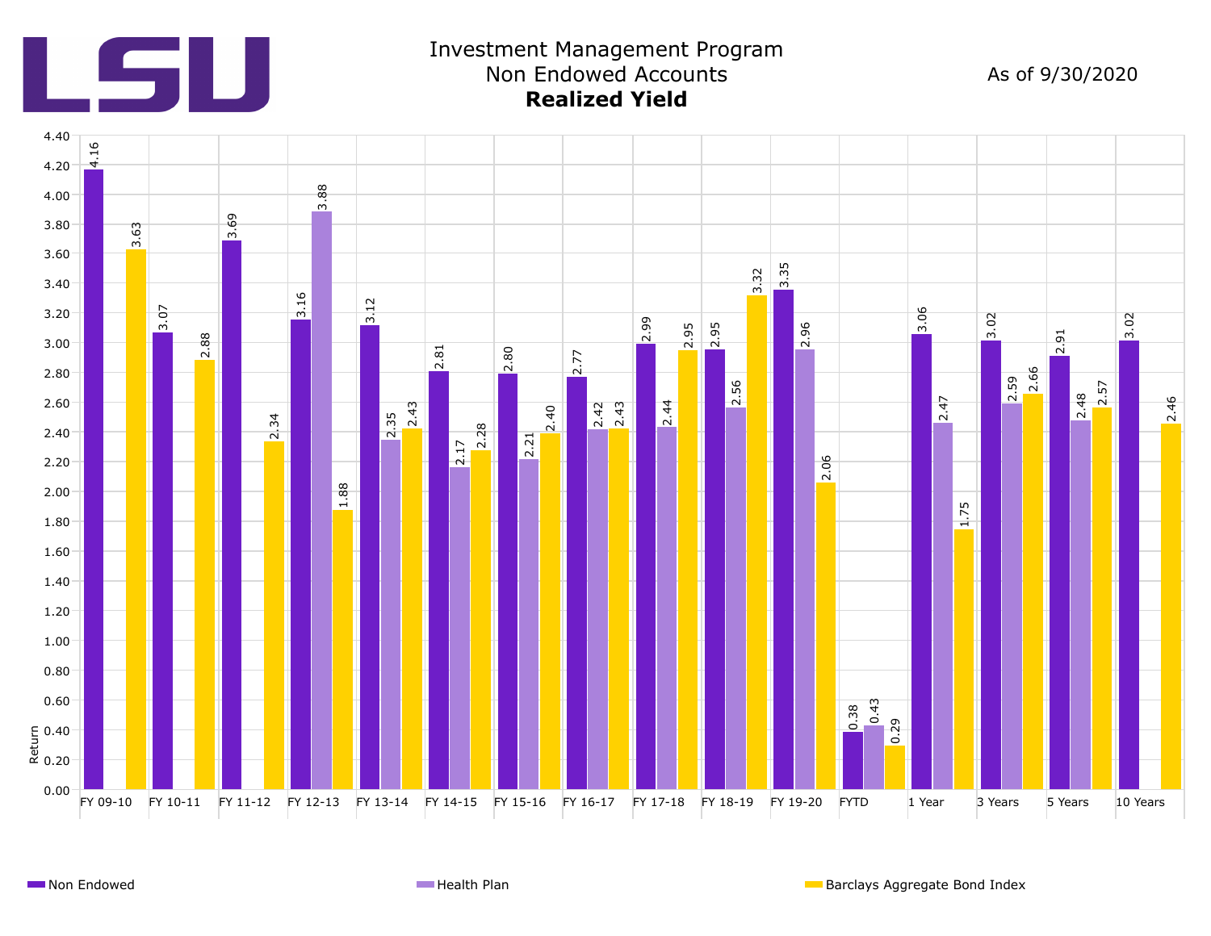# Investment Management Program
## Non Endowed Accounts
## **Realized Yield**

As of 9/30/2020

| Period | Non Endowed | Health Plan | Barclays Aggregate Bond Index |
|---|---|---|---|
| FY 09-10 | 4.16 | | 3.63 |
| FY 10-11 | 3.07 | | 2.88 |
| FY 11-12 | 3.69 | | 2.34 |
| FY 12-13 | 3.16 | 3.88 | 1.88 |
| FY 13-14 | 3.12 | 2.35 | 2.43 |
| FY 14-15 | 2.81 | 2.17 | 2.28 |
| FY 15-16 | 2.80 | 2.21 | 2.40 |
| FY 16-17 | 2.77 | 2.42 | 2.43 |
| FY 17-18 | 2.99 | 2.44 | 2.95 |
| FY 18-19 | 2.95 | 2.56 | 3.32 |
| FY 19-20 | 3.35 | 2.96 | 2.06 |
| FYTD | 0.38 | 0.43 | 0.29 |
| 1 Year | 3.06 | 2.47 | 1.75 |
| 3 Years | 3.02 | 2.59 | 2.66 |
| 5 Years | 2.91 | 2.48 | 2.57 |
| 10 Years | 3.02 | | 2.46 |

Return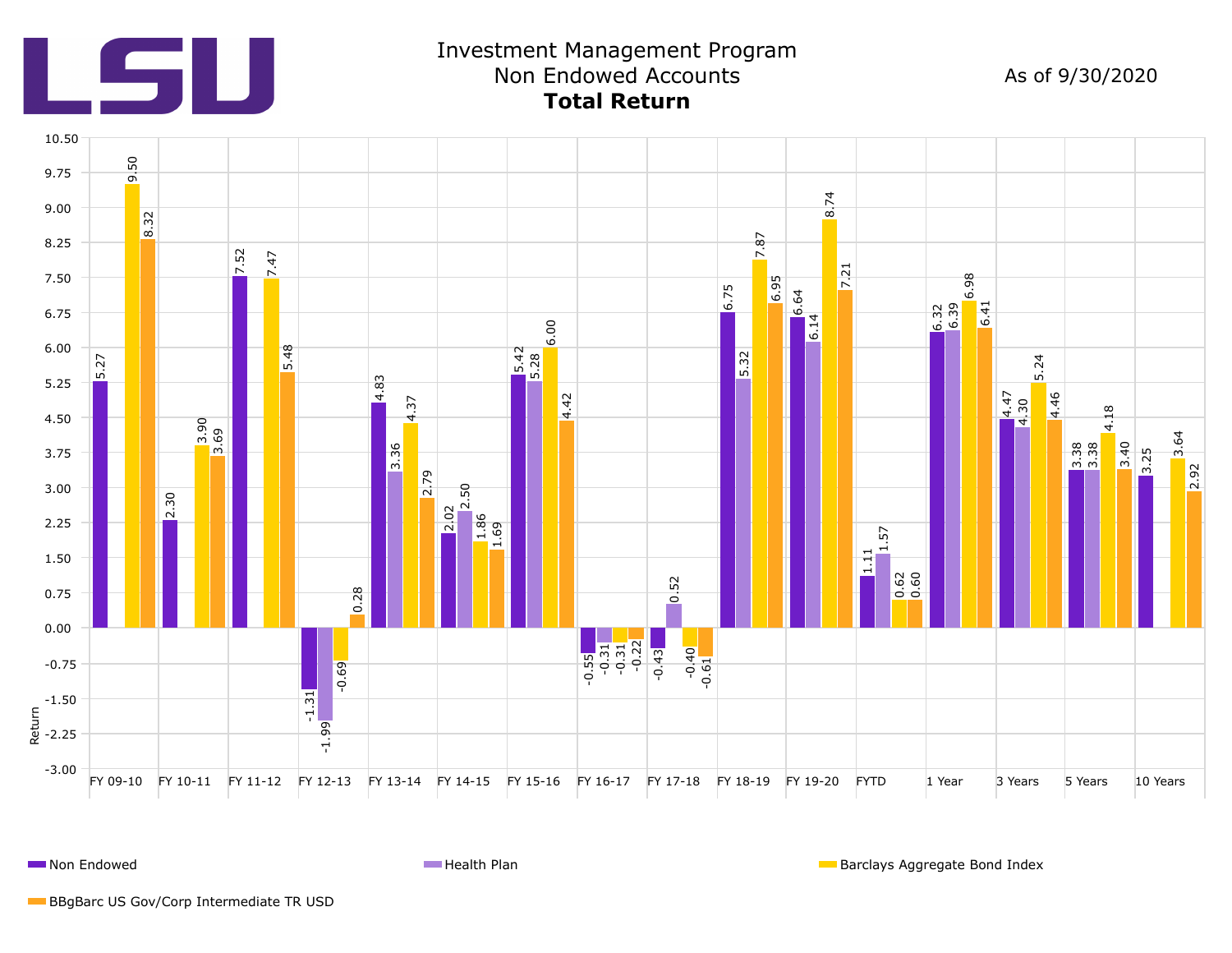# Investment Management Program
## Non Endowed Accounts
**Total Return**

As of 9/30/2020

| Period | Non Endowed | Health Plan | Barclays Aggregate Bond Index | BBgBarc US Gov/Corp Intermediate TR USD |
|---|---|---|---|---|
| FY 09-10 | 5.27 | | 9.50 | 8.32 |
| FY 10-11 | 2.30 | | 3.90 | 3.69 |
| FY 11-12 | 7.52 | | 7.47 | 5.48 |
| FY 12-13 | -1.31 | -1.99 | -0.69 | 0.28 |
| FY 13-14 | 4.83 | 3.36 | 4.37 | 2.79 |
| FY 14-15 | 2.02 | 2.50 | 1.86 | 1.69 |
| FY 15-16 | 5.42 | 5.28 | 6.00 | 4.42 |
| FY 16-17 | -0.55 | -0.31 | -0.31 | -0.22 |
| FY 17-18 | -0.43 | 0.52 | -0.40 | -0.61 |
| FY 18-19 | 6.75 | 5.32 | 7.87 | 6.95 |
| FY 19-20 | 6.64 | 6.14 | 8.74 | 7.21 |
| FYTD | 1.11 | 1.57 | 0.62 | 0.60 |
| 1 Year | 6.32 | 6.39 | 6.98 | 6.41 |
| 3 Years | 4.47 | 4.30 | 5.24 | 4.46 |
| 5 Years | 3.38 | 3.38 | 4.18 | 3.40 |
| 10 Years | 3.25 | | 3.64 | 2.92 |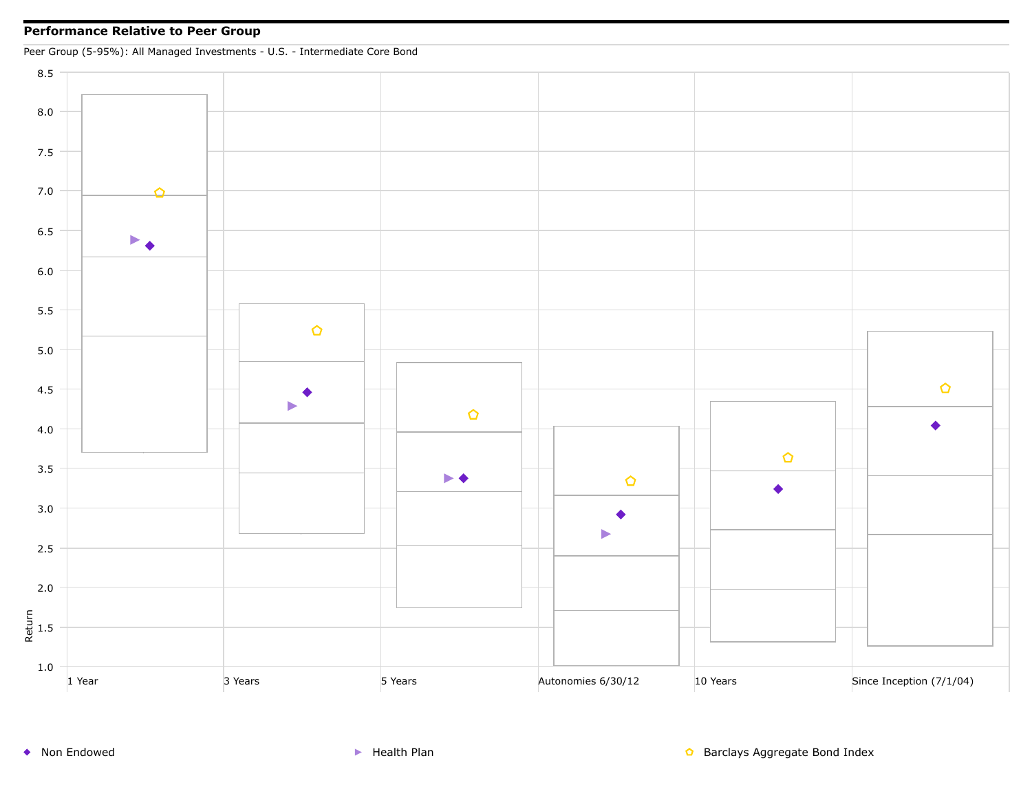## Performance Relative to Peer Group

Peer Group (5-95%): All Managed Investments - U.S. - Intermediate Core Bond

Return

8.5
8.0
7.5
7.0
6.5
6.0
5.5
5.0
4.5
4.0
3.5
3.0
2.5
2.0
1.5
1.0

1 Year | 3 Years | 5 Years | Autonomies 6/30/12 | 10 Years | Since Inception (7/1/04)

◆ Non Endowed ▶ Health Plan ⬠ Barclays Aggregate Bond Index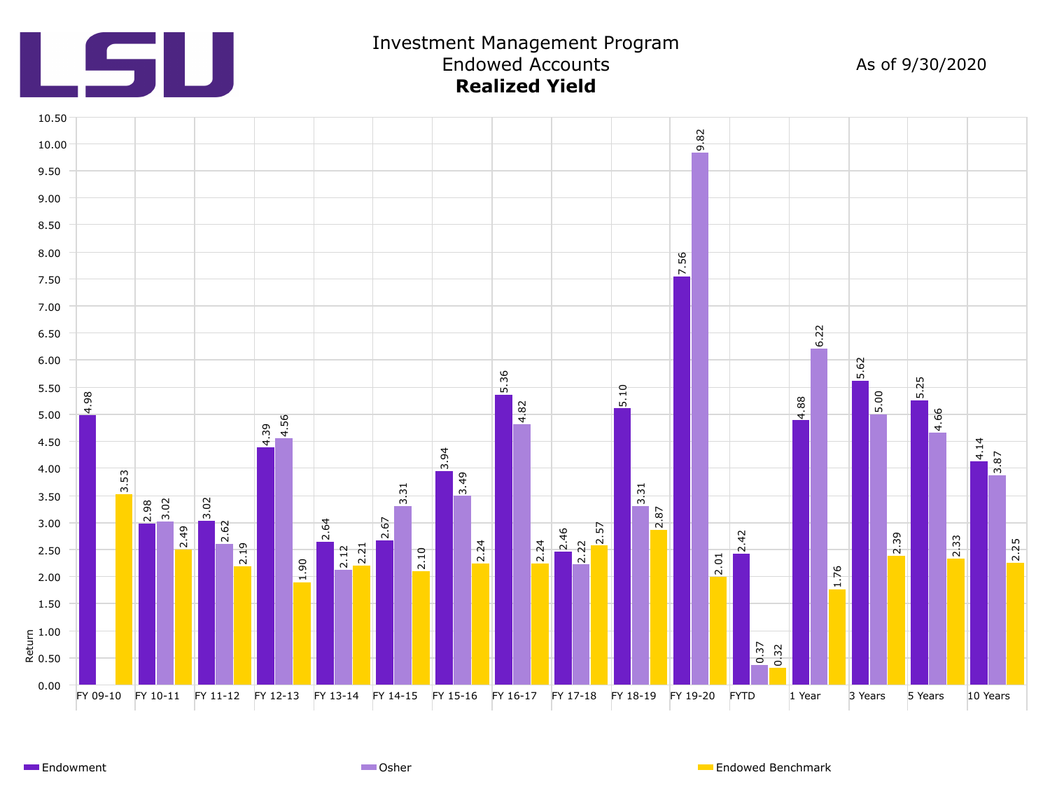LSU

# Investment Management Program
## Endowed Accounts
## **Realized Yield**

As of 9/30/2020

| Period | Endowment | Osher | Endowed Benchmark |
|---|---|---|---|
| FY 09-10 | 4.98 | | 3.53 |
| FY 10-11 | 2.98 | 3.02 | 2.49 |
| FY 11-12 | 3.02 | 2.62 | 2.19 |
| FY 12-13 | 4.39 | 4.56 | 1.90 |
| FY 13-14 | 2.64 | 2.12 | 2.21 |
| FY 14-15 | 2.67 | 3.31 | 2.10 |
| FY 15-16 | 3.94 | 3.49 | 2.24 |
| FY 16-17 | 5.36 | 4.82 | 2.24 |
| FY 17-18 | 2.46 | 2.22 | 2.57 |
| FY 18-19 | 5.10 | 3.31 | 2.87 |
| FY 19-20 | 7.56 | 9.82 | 2.01 |
| FYTD | 2.42 | 0.37 | 0.32 |
| 1 Year | 4.88 | 6.22 | 1.76 |
| 3 Years | 5.62 | 5.00 | 2.39 |
| 5 Years | 5.25 | 4.66 | 2.33 |
| 10 Years | 4.14 | 3.87 | 2.25 |

Return

Endowment | Osher | Endowed Benchmark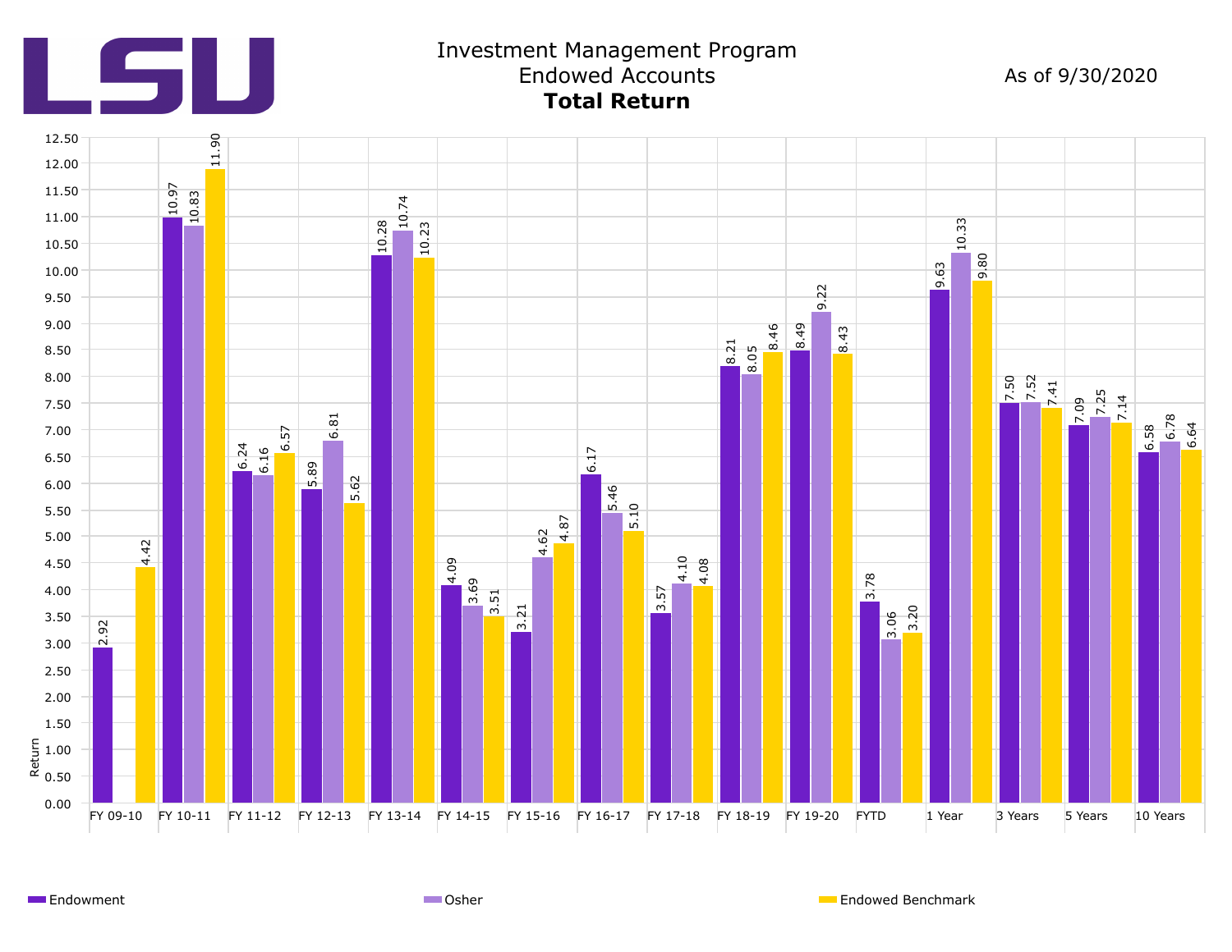LSU

# Investment Management Program
## Endowed Accounts
## **Total Return**

As of 9/30/2020

Return

12.50
12.00
11.50
11.00
10.50
10.00
9.50
9.00
8.50
8.00
7.50
7.00
6.50
6.00
5.50
5.00
4.50
4.00
3.50
3.00
2.50
2.00
1.50
1.00
0.50
0.00

FY 09-10: 2.92, 4.42
FY 10-11: 10.97, 10.83, 11.90
FY 11-12: 6.24, 6.16, 6.57
FY 12-13: 5.89, 6.81, 5.62
FY 13-14: 10.28, 10.74, 10.23
FY 14-15: 4.09, 3.69, 3.51
FY 15-16: 3.21, 4.62, 4.87
FY 16-17: 6.17, 5.46, 5.10
FY 17-18: 3.57, 4.10, 4.08
FY 18-19: 8.21, 8.05, 8.46
FY 19-20: 8.49, 9.22, 8.43
FYTD: 3.78, 3.06, 3.20
1 Year: 9.63, 10.33, 9.80
3 Years: 7.50, 7.52, 7.41
5 Years: 7.09, 7.25, 7.14
10 Years: 6.58, 6.78, 6.64

Endowment
Osher
Endowed Benchmark